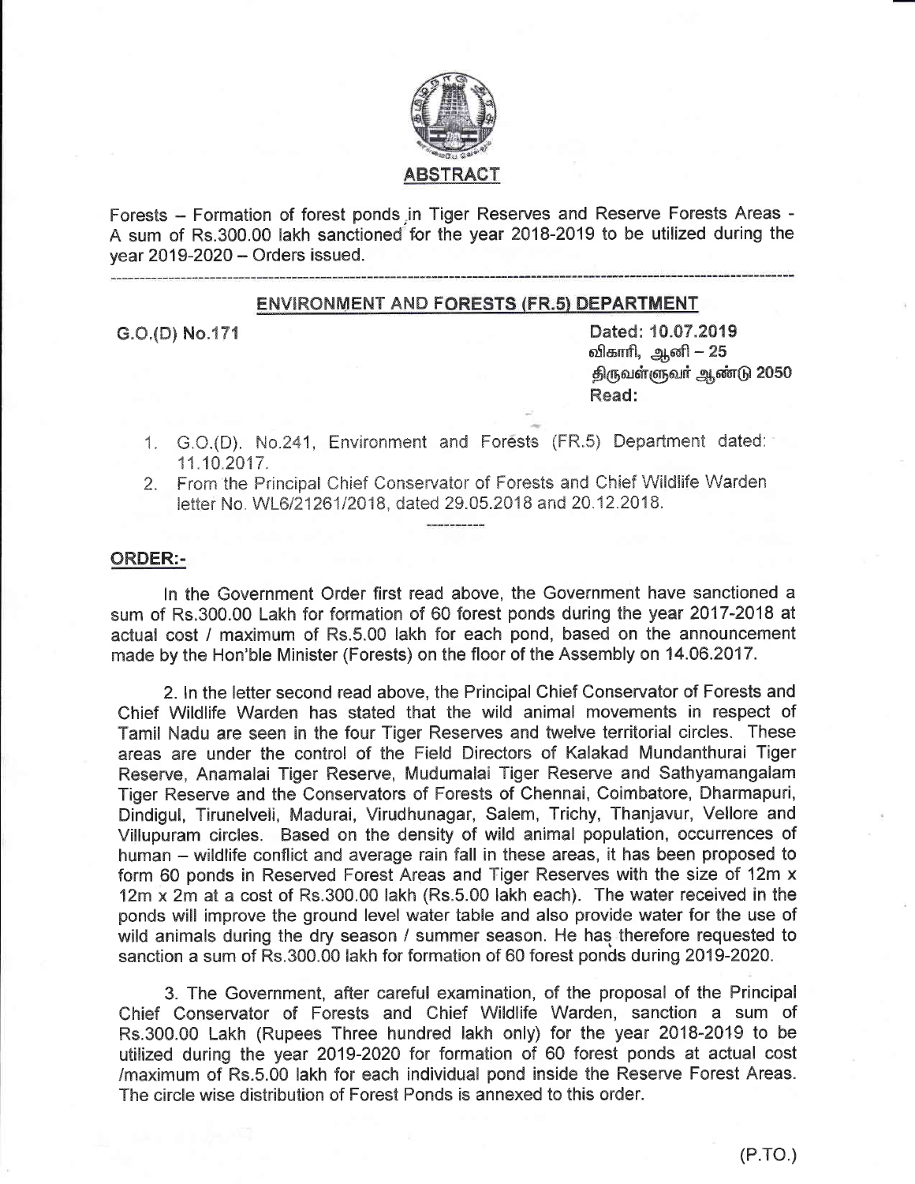## ABSTRACT

Forests – Formation of forest ponds in Tiger Reserves and Reserve Forests Areas - A sum of Rs.300.00 lakh sanctioned for the year 2018-2019 to be utilized during the year 2019-2020 – Orders issued.

---

### ENVIRONMENT AND FORESTS (FR.5) DEPARTMENT

G.O.(D) No.171

Dated: 10.07.2019
விகாரி, ஆனி – 25
திருவள்ளுவர் ஆண்டு 2050
Read:

1. G.O.(D). No.241, Environment and Forests (FR.5) Department dated: 11.10.2017.
2. From the Principal Chief Conservator of Forests and Chief Wildlife Warden letter No. WL6/21261/2018, dated 29.05.2018 and 20.12.2018.

---

**ORDER:-**

In the Government Order first read above, the Government have sanctioned a sum of Rs.300.00 Lakh for formation of 60 forest ponds during the year 2017-2018 at actual cost / maximum of Rs.5.00 lakh for each pond, based on the announcement made by the Hon'ble Minister (Forests) on the floor of the Assembly on 14.06.2017.

2. In the letter second read above, the Principal Chief Conservator of Forests and Chief Wildlife Warden has stated that the wild animal movements in respect of Tamil Nadu are seen in the four Tiger Reserves and twelve territorial circles. These areas are under the control of the Field Directors of Kalakad Mundanthurai Tiger Reserve, Anamalai Tiger Reserve, Mudumalai Tiger Reserve and Sathyamangalam Tiger Reserve and the Conservators of Forests of Chennai, Coimbatore, Dharmapuri, Dindigul, Tirunelveli, Madurai, Virudhunagar, Salem, Trichy, Thanjavur, Vellore and Villupuram circles. Based on the density of wild animal population, occurrences of human – wildlife conflict and average rain fall in these areas, it has been proposed to form 60 ponds in Reserved Forest Areas and Tiger Reserves with the size of 12m x 12m x 2m at a cost of Rs.300.00 lakh (Rs.5.00 lakh each). The water received in the ponds will improve the ground level water table and also provide water for the use of wild animals during the dry season / summer season. He has therefore requested to sanction a sum of Rs.300.00 lakh for formation of 60 forest ponds during 2019-2020.

3. The Government, after careful examination, of the proposal of the Principal Chief Conservator of Forests and Chief Wildlife Warden, sanction a sum of Rs.300.00 Lakh (Rupees Three hundred lakh only) for the year 2018-2019 to be utilized during the year 2019-2020 for formation of 60 forest ponds at actual cost /maximum of Rs.5.00 lakh for each individual pond inside the Reserve Forest Areas. The circle wise distribution of Forest Ponds is annexed to this order.

(P.TO.)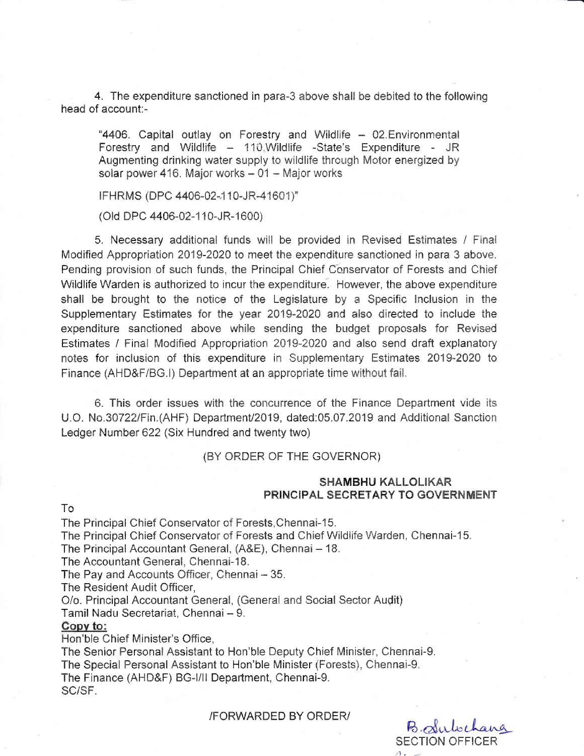4. The expenditure sanctioned in para-3 above shall be debited to the following head of account:-

> "4406. Capital outlay on Forestry and Wildlife – 02.Environmental Forestry and Wildlife – 110.Wildlife -State's Expenditure - JR Augmenting drinking water supply to wildlife through Motor energized by solar power 416. Major works – 01 – Major works
>
> IFHRMS (DPC 4406-02-110-JR-41601)"
>
> (Old DPC 4406-02-110-JR-1600)

5. Necessary additional funds will be provided in Revised Estimates / Final Modified Appropriation 2019-2020 to meet the expenditure sanctioned in para 3 above. Pending provision of such funds, the Principal Chief Conservator of Forests and Chief Wildlife Warden is authorized to incur the expenditure. However, the above expenditure shall be brought to the notice of the Legislature by a Specific Inclusion in the Supplementary Estimates for the year 2019-2020 and also directed to include the expenditure sanctioned above while sending the budget proposals for Revised Estimates / Final Modified Appropriation 2019-2020 and also send draft explanatory notes for inclusion of this expenditure in Supplementary Estimates 2019-2020 to Finance (AHD&F/BG.I) Department at an appropriate time without fail.

6. This order issues with the concurrence of the Finance Department vide its U.O. No.30722/Fin.(AHF) Department/2019, dated:05.07.2019 and Additional Sanction Ledger Number 622 (Six Hundred and twenty two)

(BY ORDER OF THE GOVERNOR)

**SHAMBHU KALLOLIKAR**
**PRINCIPAL SECRETARY TO GOVERNMENT**

To

The Principal Chief Conservator of Forests,Chennai-15.
The Principal Chief Conservator of Forests and Chief Wildlife Warden, Chennai-15.
The Principal Accountant General, (A&E), Chennai – 18.
The Accountant General, Chennai-18.
The Pay and Accounts Officer, Chennai – 35.
The Resident Audit Officer,
O/o. Principal Accountant General, (General and Social Sector Audit)
Tamil Nadu Secretariat, Chennai – 9.

**Copy to:**

Hon'ble Chief Minister's Office,
The Senior Personal Assistant to Hon'ble Deputy Chief Minister, Chennai-9.
The Special Personal Assistant to Hon'ble Minister (Forests), Chennai-9.
The Finance (AHD&F) BG-I/II Department, Chennai-9.
SC/SF.

/FORWARDED BY ORDER/

B. Sulochana
SECTION OFFICER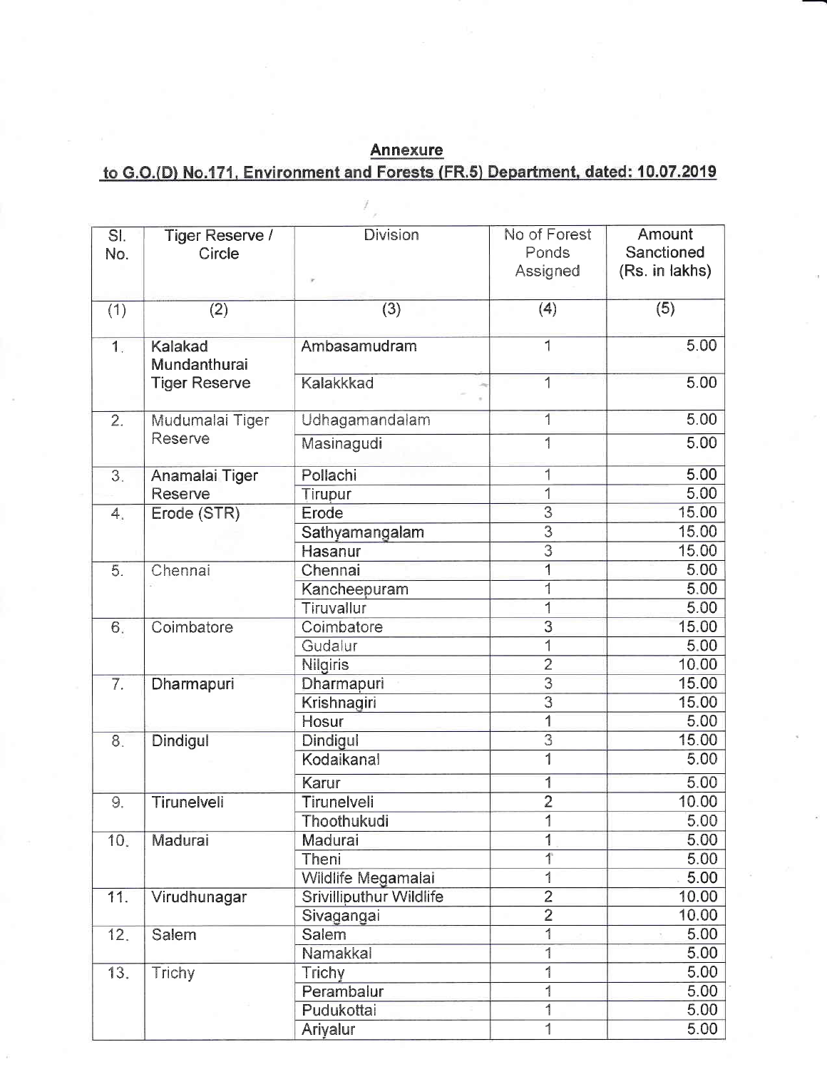**Annexure**

**to G.O.(D) No.171, Environment and Forests (FR.5) Department, dated: 10.07.2019**

| Sl. No. | Tiger Reserve / Circle | Division | No of Forest Ponds Assigned | Amount Sanctioned (Rs. in lakhs) |
|---|---|---|---|---|
| (1) | (2) | (3) | (4) | (5) |
| 1. | Kalakad Mundanthurai Tiger Reserve | Ambasamudram | 1 | 5.00 |
| | | Kalakkkad | 1 | 5.00 |
| 2. | Mudumalai Tiger Reserve | Udhagamandalam | 1 | 5.00 |
| | | Masinagudi | 1 | 5.00 |
| 3. | Anamalai Tiger Reserve | Pollachi | 1 | 5.00 |
| | | Tirupur | 1 | 5.00 |
| 4. | Erode (STR) | Erode | 3 | 15.00 |
| | | Sathyamangalam | 3 | 15.00 |
| | | Hasanur | 3 | 15.00 |
| 5. | Chennai | Chennai | 1 | 5.00 |
| | | Kancheepuram | 1 | 5.00 |
| | | Tiruvallur | 1 | 5.00 |
| 6. | Coimbatore | Coimbatore | 3 | 15.00 |
| | | Gudalur | 1 | 5.00 |
| | | Nilgiris | 2 | 10.00 |
| 7. | Dharmapuri | Dharmapuri | 3 | 15.00 |
| | | Krishnagiri | 3 | 15.00 |
| | | Hosur | 1 | 5.00 |
| 8. | Dindigul | Dindigul | 3 | 15.00 |
| | | Kodaikanal | 1 | 5.00 |
| | | Karur | 1 | 5.00 |
| 9. | Tirunelveli | Tirunelveli | 2 | 10.00 |
| | | Thoothukudi | 1 | 5.00 |
| 10. | Madurai | Madurai | 1 | 5.00 |
| | | Theni | 1 | 5.00 |
| | | Wildlife Megamalai | 1 | 5.00 |
| 11. | Virudhunagar | Srivilliputhur Wildlife | 2 | 10.00 |
| | | Sivagangai | 2 | 10.00 |
| 12. | Salem | Salem | 1 | 5.00 |
| | | Namakkal | 1 | 5.00 |
| 13. | Trichy | Trichy | 1 | 5.00 |
| | | Perambalur | 1 | 5.00 |
| | | Pudukottai | 1 | 5.00 |
| | | Ariyalur | 1 | 5.00 |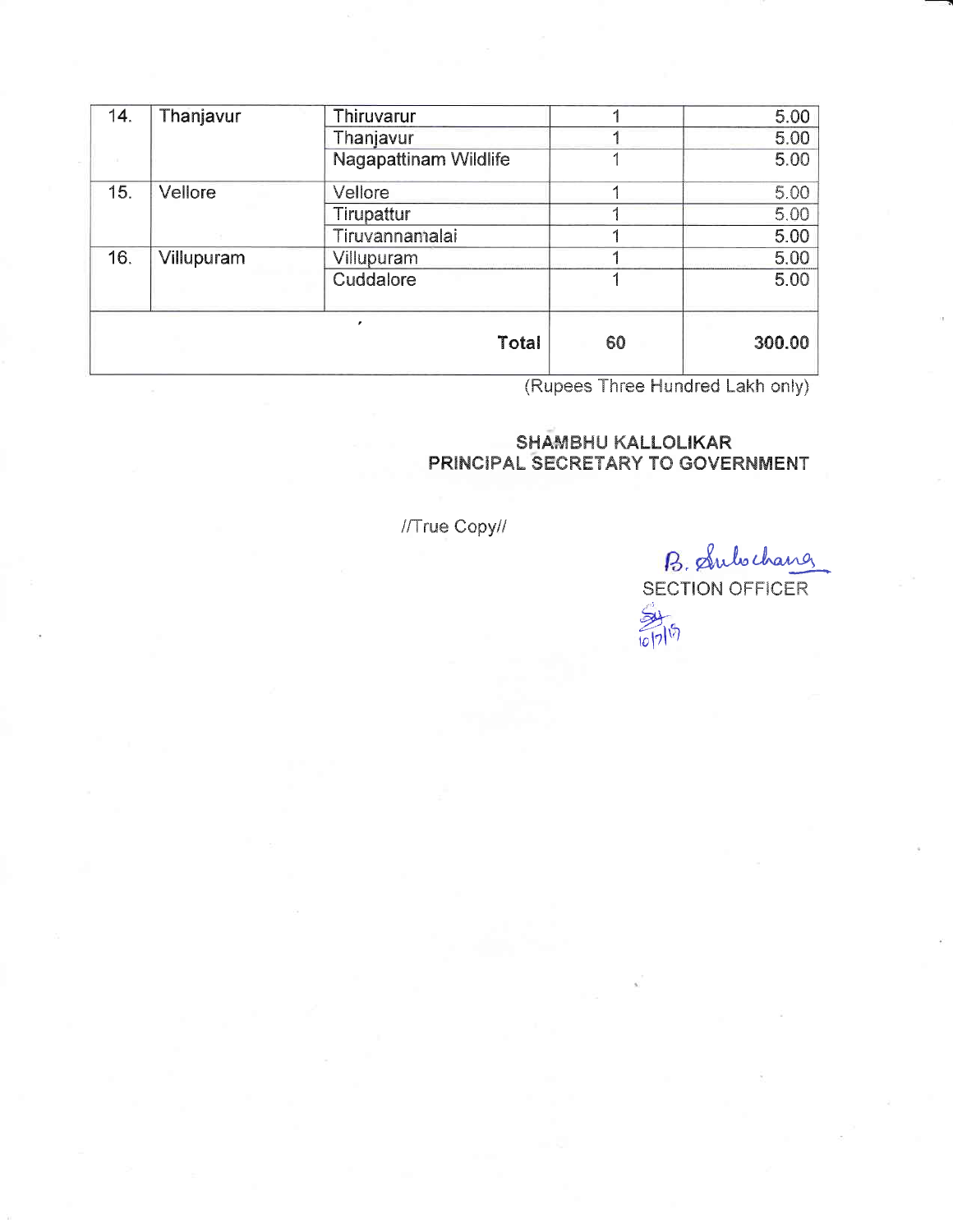| | | | | |
|---|---|---|---|---|
| 14. | Thanjavur | Thiruvarur | 1 | 5.00 |
| | | Thanjavur | 1 | 5.00 |
| | | Nagapattinam Wildlife | 1 | 5.00 |
| 15. | Vellore | Vellore | 1 | 5.00 |
| | | Tirupattur | 1 | 5.00 |
| | | Tiruvannamalai | 1 | 5.00 |
| 16. | Villupuram | Villupuram | 1 | 5.00 |
| | | Cuddalore | 1 | 5.00 |
| | | **Total** | **60** | **300.00** |

(Rupees Three Hundred Lakh only)

**SHAMBHU KALLOLIKAR**
**PRINCIPAL SECRETARY TO GOVERNMENT**

//True Copy//

B. Sulochana
SECTION OFFICER
16/7/15